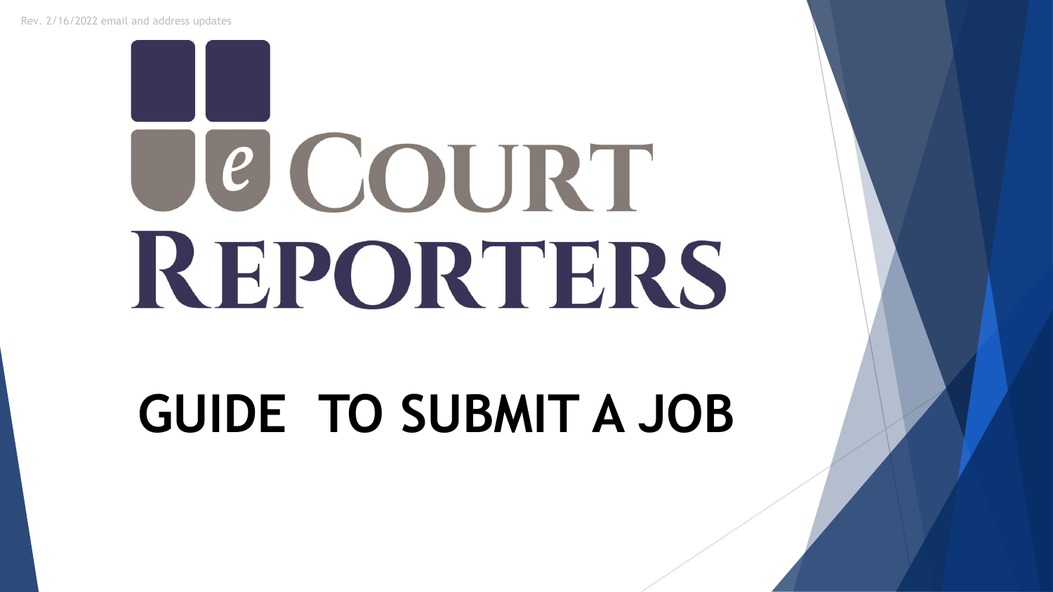Rev. 2/16/2022 email and address updates

# eCOURT REPORTERS

# GUIDE TO SUBMIT A JOB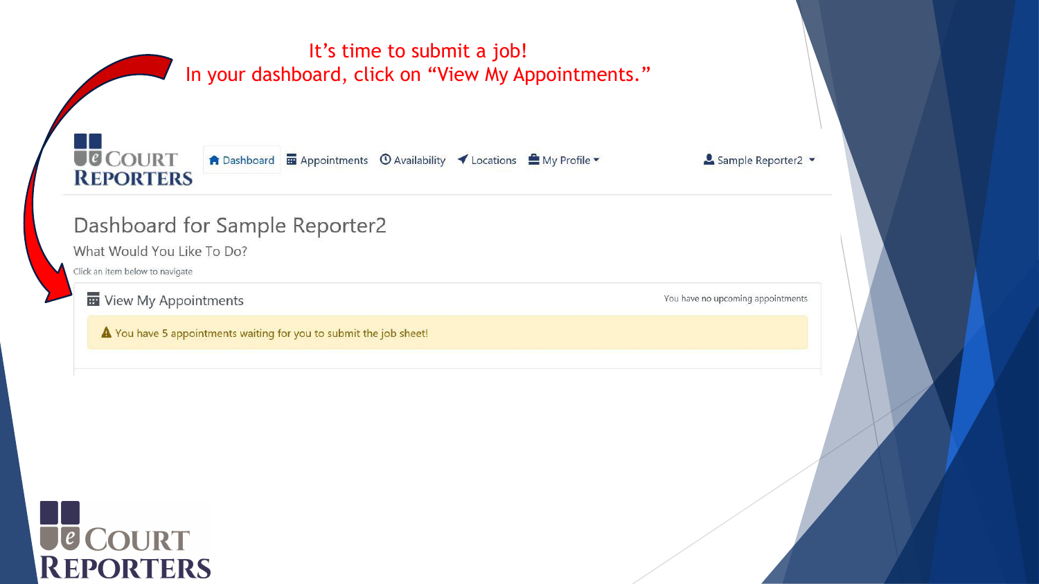It's time to submit a job!
In your dashboard, click on "View My Appointments."

Dashboard | Appointments | Availability | Locations | My Profile | Sample Reporter2

# Dashboard for Sample Reporter2

## What Would You Like To Do?

Click an item below to navigate

### View My Appointments

You have no upcoming appointments

You have 5 appointments waiting for you to submit the job sheet!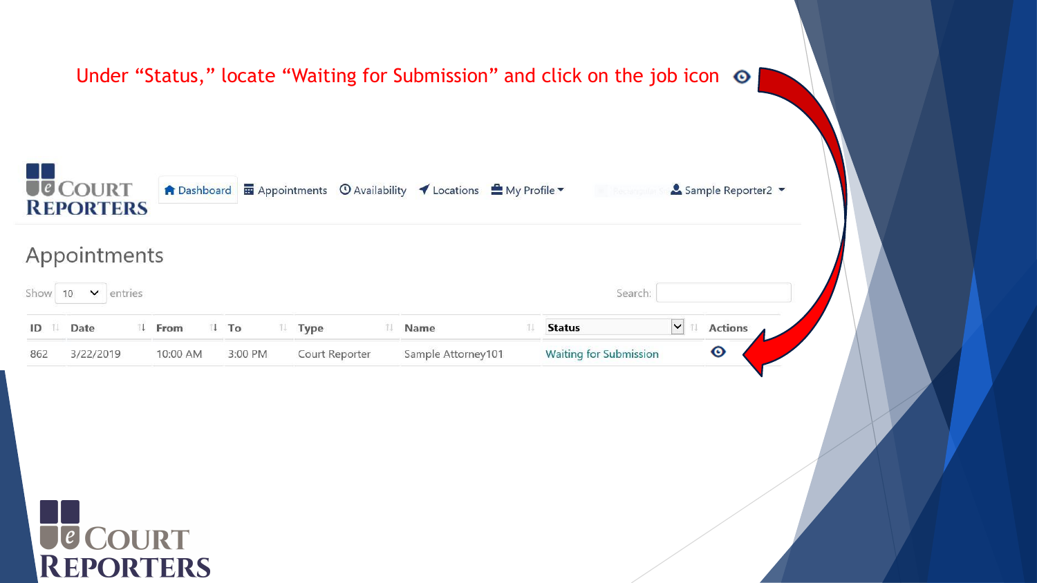Under "Status," locate "Waiting for Submission" and click on the job icon

eCourt Reporters

Dashboard | Appointments | Availability | Locations | My Profile | Sample Reporter2

## Appointments

Show 10 entries

Search:

| ID | Date | From | To | Type | Name | Status | Actions |
| --- | --- | --- | --- | --- | --- | --- | --- |
| 862 | 3/22/2019 | 10:00 AM | 3:00 PM | Court Reporter | Sample Attorney101 | Waiting for Submission | |

eCourt Reporters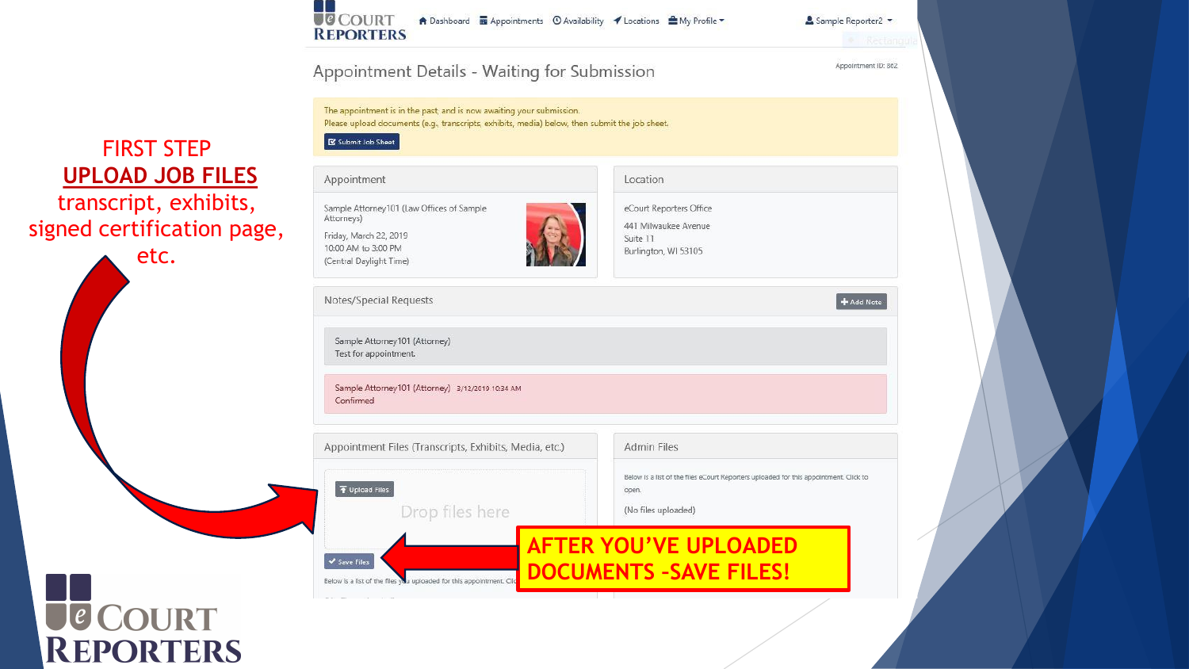FIRST STEP

**UPLOAD JOB FILES**

transcript, exhibits, signed certification page, etc.

eCOURT REPORTERS

Dashboard | Appointments | Availability | Locations | My Profile | Sample Reporter2

Appointment ID: 862

## Appointment Details - Waiting for Submission

The appointment is in the past, and is now awaiting your submission.
Please upload documents (e.g., transcripts, exhibits, media) below, then submit the job sheet.

Submit Job Sheet

### Appointment

Sample Attorney101 (Law Offices of Sample Attorneys)

Friday, March 22, 2019
10:00 AM to 3:00 PM
(Central Daylight Time)

### Location

eCourt Reporters Office
441 Milwaukee Avenue
Suite 11
Burlington, WI 53105

### Notes/Special Requests

Add Note

Sample Attorney101 (Attorney)
Test for appointment.

Sample Attorney101 (Attorney) 3/12/2019 10:34 AM
Confirmed

### Appointment Files (Transcripts, Exhibits, Media, etc.)

Upload Files

Drop files here

Save Files

Below is a list of the files you uploaded for this appointment. Cli

### Admin Files

Below is a list of the files eCourt Reporters uploaded for this appointment. Click to open.

(No files uploaded)

**AFTER YOU'VE UPLOADED DOCUMENTS -SAVE FILES!**

eCOURT REPORTERS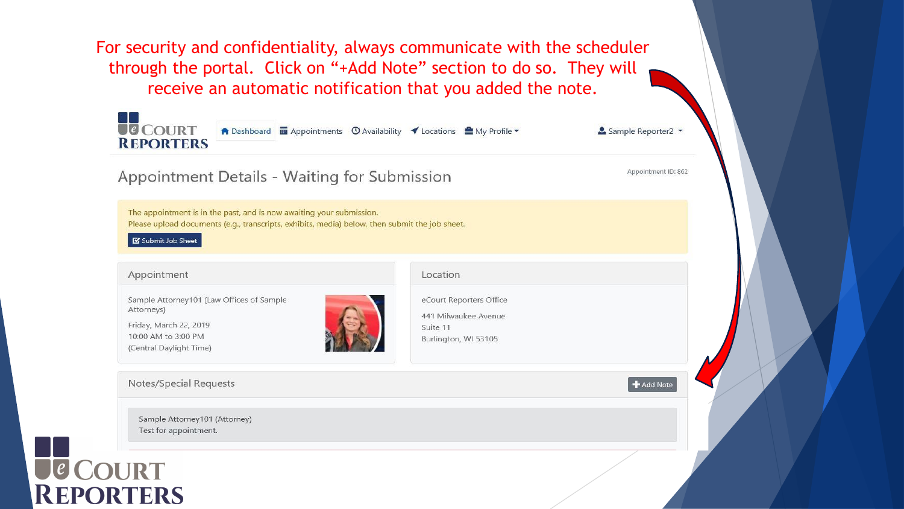For security and confidentiality, always communicate with the scheduler through the portal. Click on "+Add Note" section to do so. They will receive an automatic notification that you added the note.

eCOURT REPORTERS

Dashboard | Appointments | Availability | Locations | My Profile | Sample Reporter2

## Appointment Details - Waiting for Submission

Appointment ID: 862

The appointment is in the past, and is now awaiting your submission.
Please upload documents (e.g., transcripts, exhibits, media) below, then submit the job sheet.

Submit Job Sheet

### Appointment

Sample Attorney101 (Law Offices of Sample Attorneys)

Friday, March 22, 2019
10:00 AM to 3:00 PM
(Central Daylight Time)

### Location

eCourt Reporters Office

441 Milwaukee Avenue
Suite 11
Burlington, WI 53105

### Notes/Special Requests

+ Add Note

Sample Attorney101 (Attorney)
Test for appointment.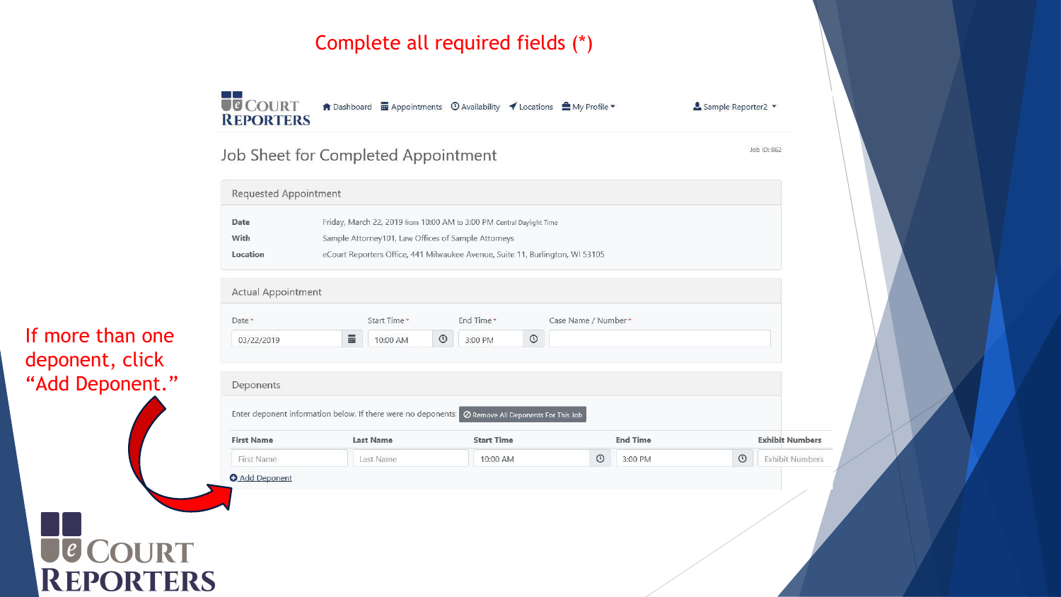# Complete all required fields (*)

If more than one deponent, click "Add Deponent."

Dashboard | Appointments | Availability | Locations | My Profile | Sample Reporter2

## Job Sheet for Completed Appointment

Job ID: 862

### Requested Appointment

| | |
|---|---|
| **Date** | Friday, March 22, 2019 from 10:00 AM to 3:00 PM Central Daylight Time |
| **With** | Sample Attorney101, Law Offices of Sample Attorneys |
| **Location** | eCourt Reporters Office, 441 Milwaukee Avenue, Suite 11, Burlington, WI 53105 |

### Actual Appointment

| Date * | Start Time * | End Time * | Case Name / Number * |
|---|---|---|---|
| 03/22/2019 | 10:00 AM | 3:00 PM | |

### Deponents

Enter deponent information below. If there were no deponents: Remove All Deponents For This Job

| First Name | Last Name | Start Time | End Time | Exhibit Numbers |
|---|---|---|---|---|
| First Name | Last Name | 10:00 AM | 3:00 PM | Exhibit Numbers |

Add Deponent

eCOURT REPORTERS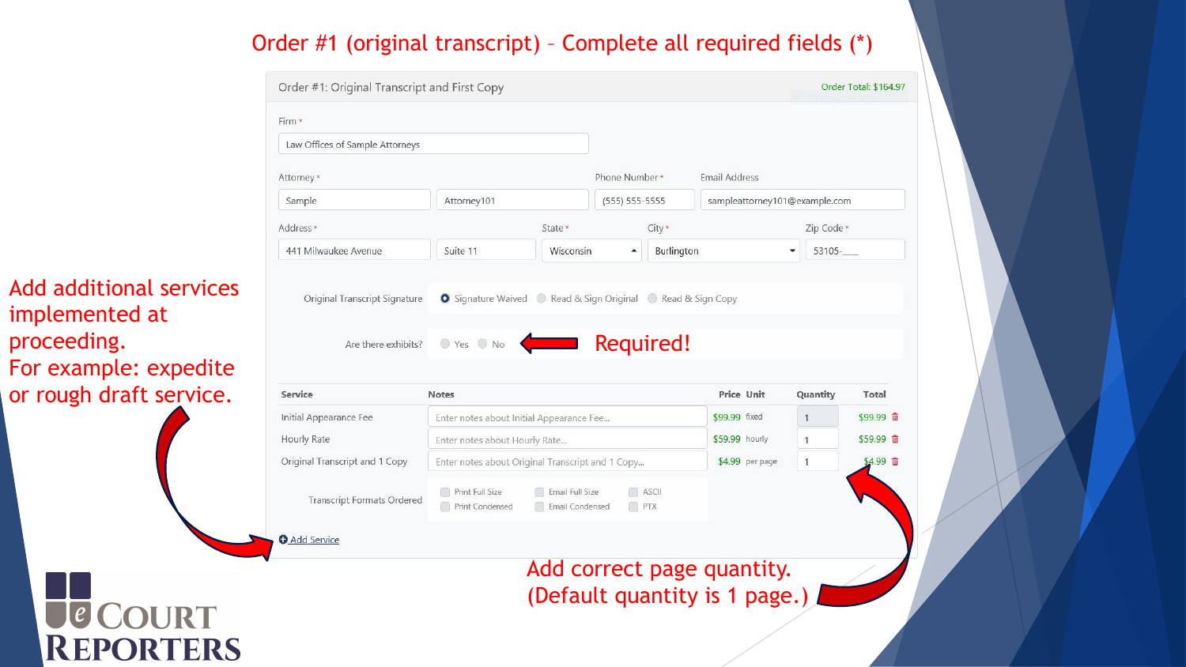# Order #1 (original transcript) – Complete all required fields (*)

**Order #1: Original Transcript and First Copy** — Order Total: $164.97

Firm *
Law Offices of Sample Attorneys

| Attorney * | | Phone Number * | Email Address |
|---|---|---|---|
| Sample | Attorney101 | (555) 555-5555 | sampleattorney101@example.com |

| Address * | | State * | City * | Zip Code * |
|---|---|---|---|---|
| 441 Milwaukee Avenue | Suite 11 | Wisconsin | Burlington | 53105-____ |

Original Transcript Signature: ◉ Signature Waived ○ Read & Sign Original ○ Read & Sign Copy

Are there exhibits? ○ Yes ○ No ← **Required!**

| Service | Notes | Price | Unit | Quantity | Total |
|---|---|---|---|---|---|
| Initial Appearance Fee | Enter notes about Initial Appearance Fee... | $99.99 | fixed | 1 | $99.99 |
| Hourly Rate | Enter notes about Hourly Rate... | $59.99 | hourly | 1 | $59.99 |
| Original Transcript and 1 Copy | Enter notes about Original Transcript and 1 Copy... | $4.99 | per page | 1 | $4.99 |

Transcript Formats Ordered: ☐ Print Full Size ☐ Email Full Size ☐ ASCII ☐ Print Condensed ☐ Email Condensed ☐ PTX

⊕ Add Service

Add additional services implemented at proceeding.
For example: expedite or rough draft service.

Add correct page quantity.
(Default quantity is 1 page.)

eCourt Reporters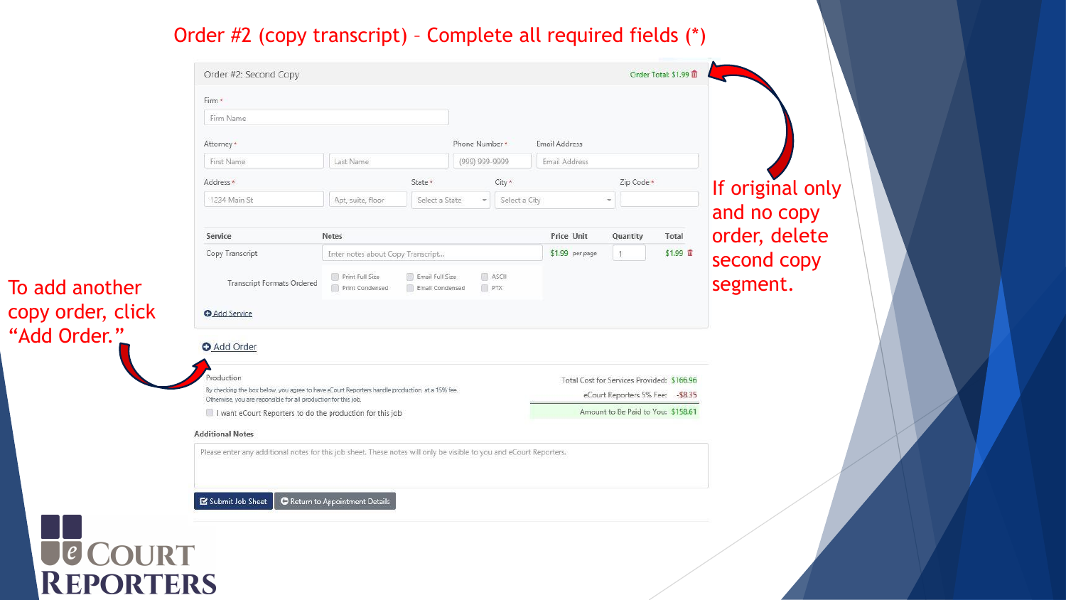# Order #2 (copy transcript) – Complete all required fields (*)

Order #2: Second Copy

Order Total: $1.99

Firm *

Firm Name

Attorney *

First Name | Last Name

Phone Number *

(999) 999-9999

Email Address

Email Address

Address *

1234 Main St | Apt, suite, floor

State *

Select a State

City *

Select a City

Zip Code *

| Service | Notes | Price Unit | | Quantity | Total |
|---|---|---|---|---|---|
| Copy Transcript | Enter notes about Copy Transcript... | $1.99 | per page | 1 | $1.99 |
| Transcript Formats Ordered | Print Full Size, Print Condensed, Email Full Size, Email Condensed, ASCII, PTX | | | | |

Add Service

Add Order

Production

By checking the box below, you agree to have eCourt Reporters handle production, at a 15% fee. Otherwise, you are reponsible for all production for this job.

I want eCourt Reporters to do the production for this job

Total Cost for Services Provided: $166.96

eCourt Reporters 5% Fee: -$8.35

Amount to Be Paid to You: $158.61

Additional Notes

Please enter any additional notes for this job sheet. These notes will only be visible to you and eCourt Reporters.

Submit Job Sheet | Return to Appointment Details

To add another copy order, click "Add Order."

If original only and no copy order, delete second copy segment.

eCOURT REPORTERS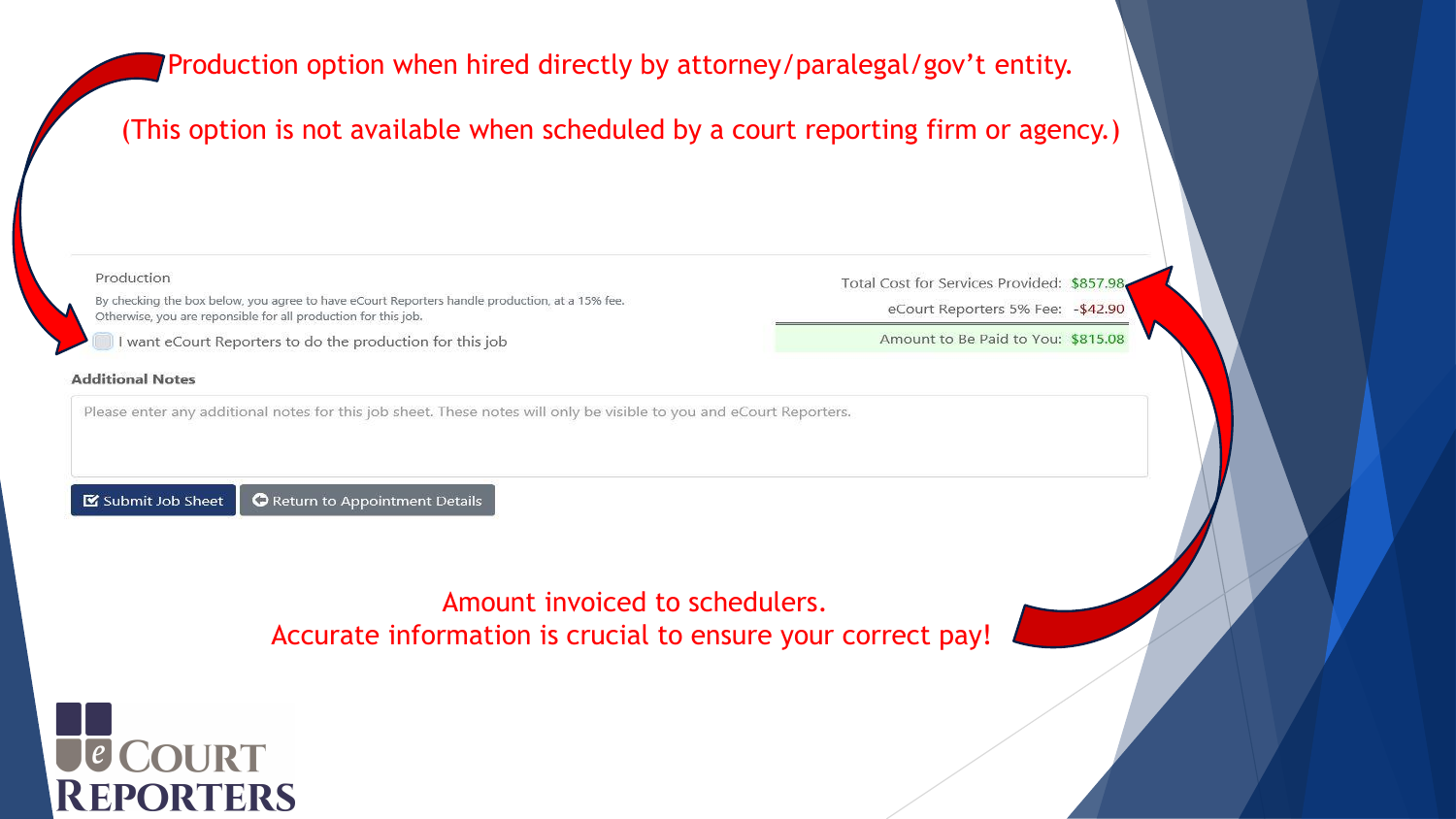Production option when hired directly by attorney/paralegal/gov't entity.

(This option is not available when scheduled by a court reporting firm or agency.)

Production

By checking the box below, you agree to have eCourt Reporters handle production, at a 15% fee. Otherwise, you are reponsible for all production for this job.

☐ I want eCourt Reporters to do the production for this job

| | |
|---|---|
| Total Cost for Services Provided: | $857.98 |
| eCourt Reporters 5% Fee: | -$42.90 |
| Amount to Be Paid to You: | $815.08 |

**Additional Notes**

Please enter any additional notes for this job sheet. These notes will only be visible to you and eCourt Reporters.

Submit Job Sheet | Return to Appointment Details

Amount invoiced to schedulers.
Accurate information is crucial to ensure your correct pay!

eCourt Reporters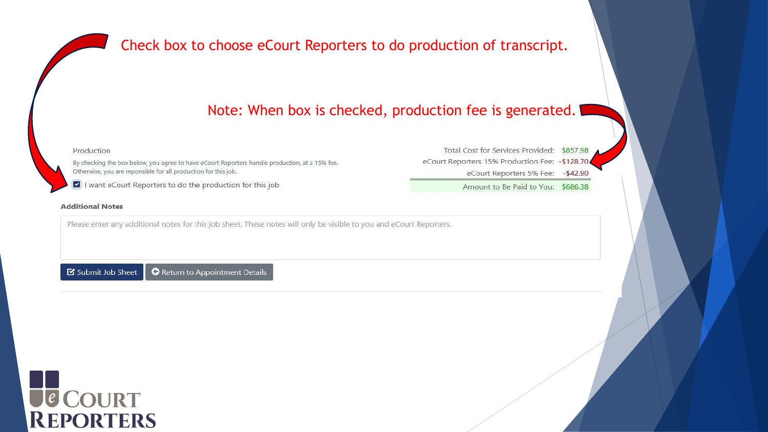Check box to choose eCourt Reporters to do production of transcript.

Note: When box is checked, production fee is generated.

Production

By checking the box below, you agree to have eCourt Reporters handle production, at a 15% fee. Otherwise, you are reponsible for all production for this job.

- [x] I want eCourt Reporters to do the production for this job

| | |
|---|---|
| Total Cost for Services Provided: | $857.98 |
| eCourt Reporters 15% Production Fee: | -$128.70 |
| eCourt Reporters 5% Fee: | -$42.90 |
| Amount to Be Paid to You: | $686.38 |

**Additional Notes**

Please enter any additional notes for this job sheet. These notes will only be visible to you and eCourt Reporters.

Submit Job Sheet | Return to Appointment Details

eCourt Reporters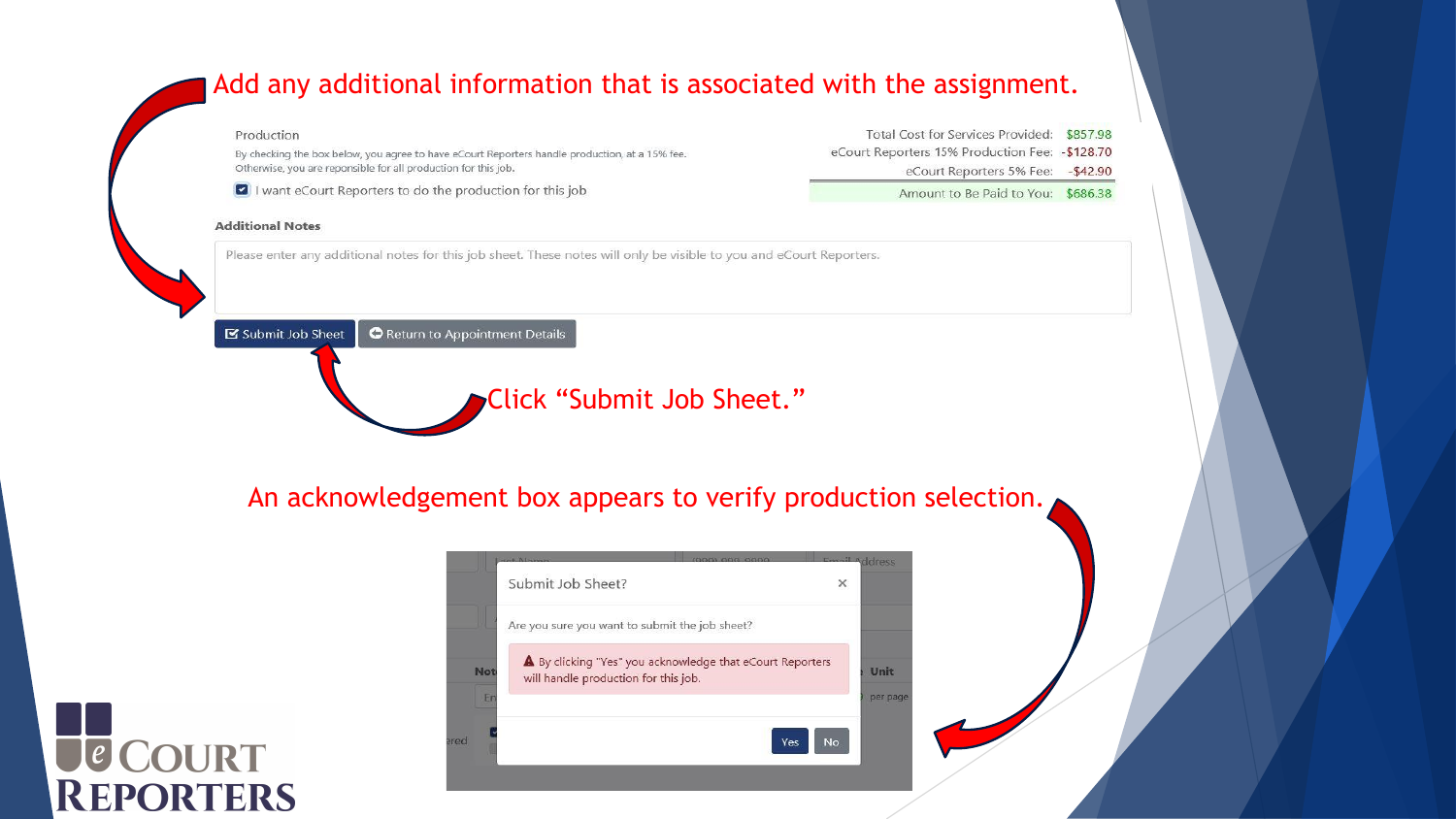Add any additional information that is associated with the assignment.

Production

By checking the box below, you agree to have eCourt Reporters handle production, at a 15% fee. Otherwise, you are reponsible for all production for this job.

☑ I want eCourt Reporters to do the production for this job

| | |
|---|---|
| Total Cost for Services Provided: | $857.98 |
| eCourt Reporters 15% Production Fee: | -$128.70 |
| eCourt Reporters 5% Fee: | -$42.90 |
| Amount to Be Paid to You: | $686.38 |

**Additional Notes**

Please enter any additional notes for this job sheet. These notes will only be visible to you and eCourt Reporters.

Submit Job Sheet | Return to Appointment Details

Click "Submit Job Sheet."

An acknowledgement box appears to verify production selection.

Submit Job Sheet?

Are you sure you want to submit the job sheet?

By clicking "Yes" you acknowledge that eCourt Reporters will handle production for this job.

Yes | No

eCourt Reporters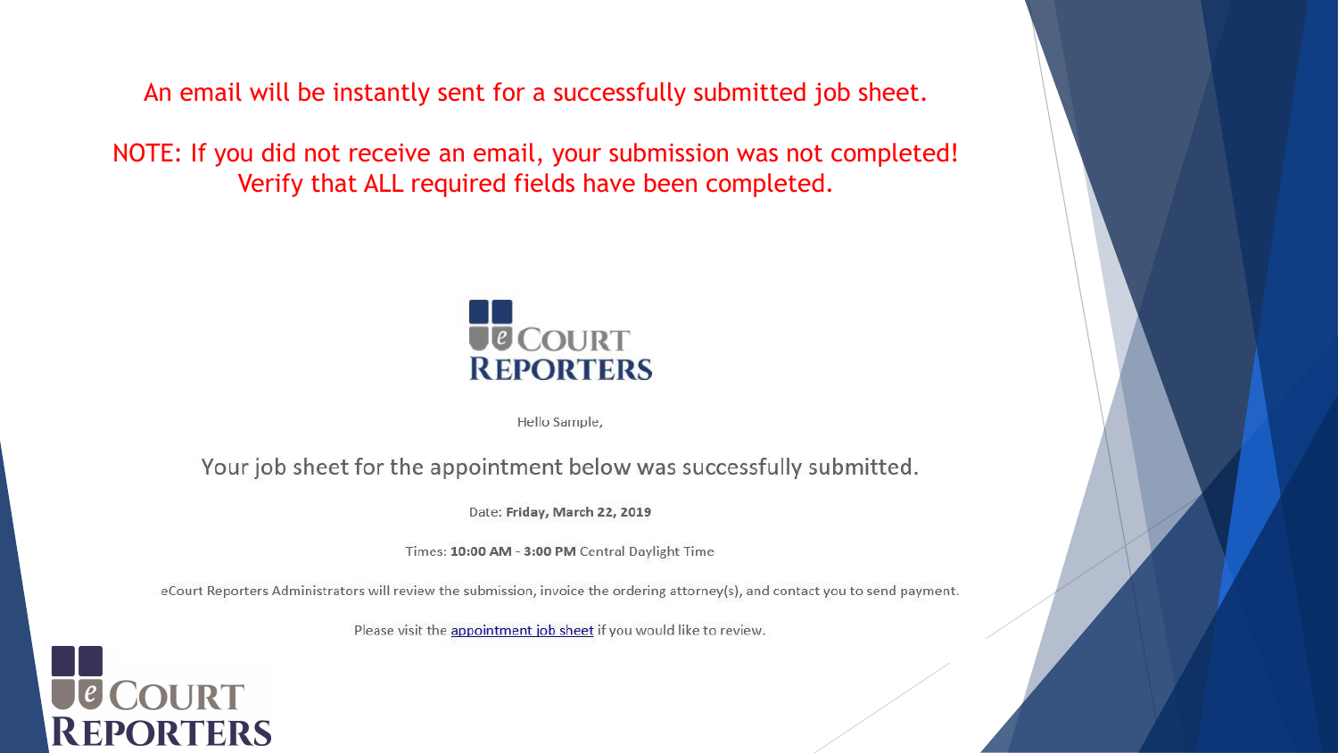An email will be instantly sent for a successfully submitted job sheet.

NOTE: If you did not receive an email, your submission was not completed! Verify that ALL required fields have been completed.

eCourt Reporters

Hello Sample,

Your job sheet for the appointment below was successfully submitted.

Date: **Friday, March 22, 2019**

Times: **10:00 AM** - **3:00 PM** Central Daylight Time

eCourt Reporters Administrators will review the submission, invoice the ordering attorney(s), and contact you to send payment.

Please visit the appointment job sheet if you would like to review.

eCourt Reporters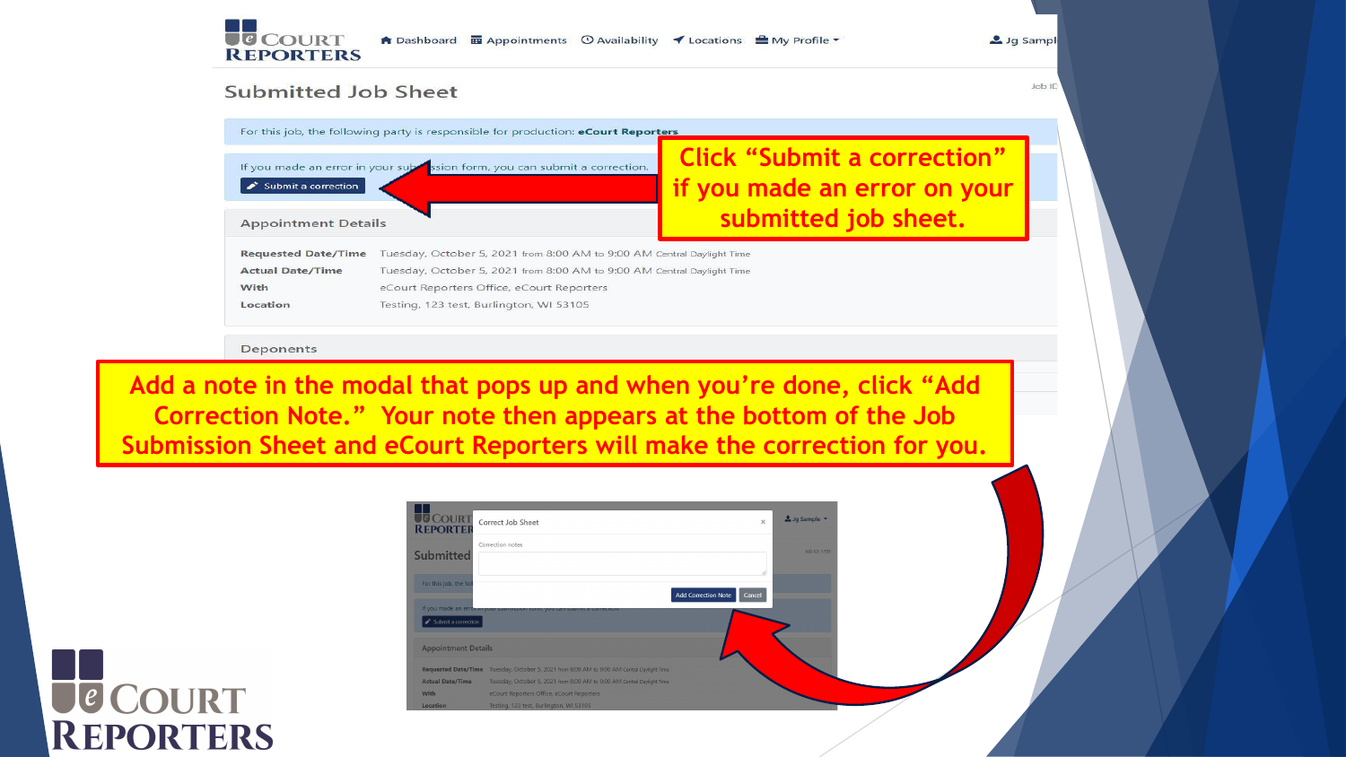## Submitted Job Sheet

For this job, the following party is responsible for production: **eCourt Reporters**

If you made an error in your submission form, you can submit a correction.

Submit a correction

Click "Submit a correction" if you made an error on your submitted job sheet.

### Appointment Details

**Requested Date/Time** Tuesday, October 5, 2021 from 8:00 AM to 9:00 AM Central Daylight Time

**Actual Date/Time** Tuesday, October 5, 2021 from 8:00 AM to 9:00 AM Central Daylight Time

**With** eCourt Reporters Office, eCourt Reporters

**Location** Testing, 123 test, Burlington, WI 53105

### Deponents

Add a note in the modal that pops up and when you're done, click "Add Correction Note." Your note then appears at the bottom of the Job Submission Sheet and eCourt Reporters will make the correction for you.

Correct Job Sheet

Correction notes

Add Correction Note | Cancel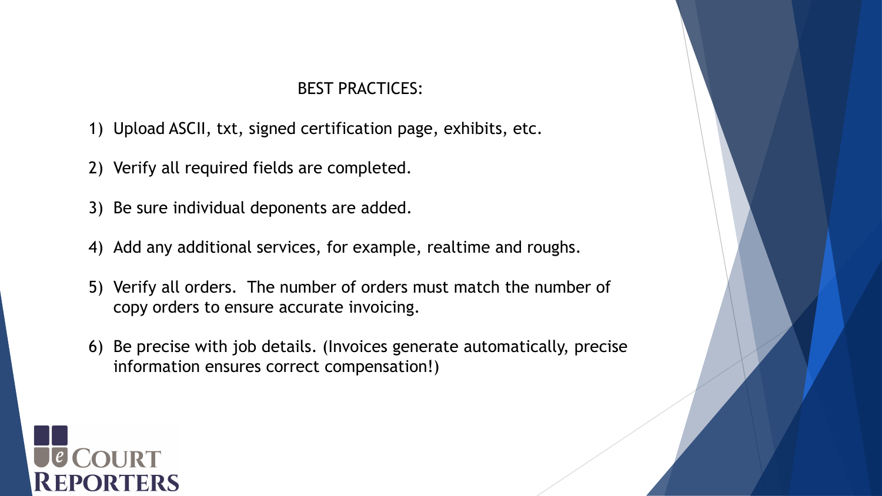## BEST PRACTICES:

1) Upload ASCII, txt, signed certification page, exhibits, etc.
2) Verify all required fields are completed.
3) Be sure individual deponents are added.
4) Add any additional services, for example, realtime and roughs.
5) Verify all orders. The number of orders must match the number of copy orders to ensure accurate invoicing.
6) Be precise with job details. (Invoices generate automatically, precise information ensures correct compensation!)

eCourt Reporters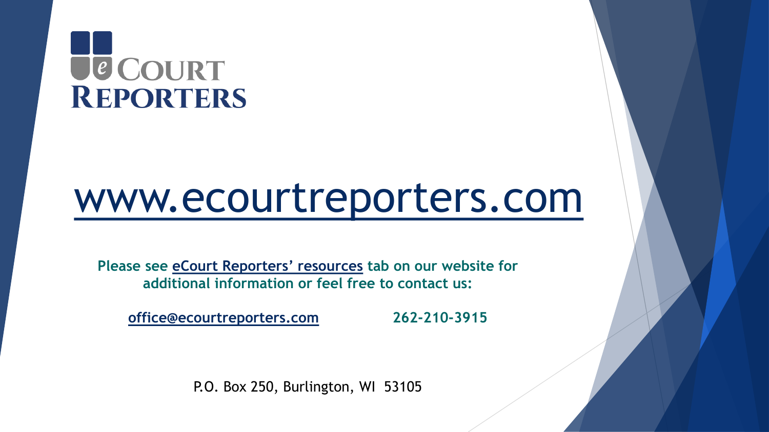eCourt Reporters

# www.ecourtreporters.com

**Please see eCourt Reporters' resources tab on our website for additional information or feel free to contact us:**

**office@ecourtreporters.com** **262-210-3915**

P.O. Box 250, Burlington, WI 53105